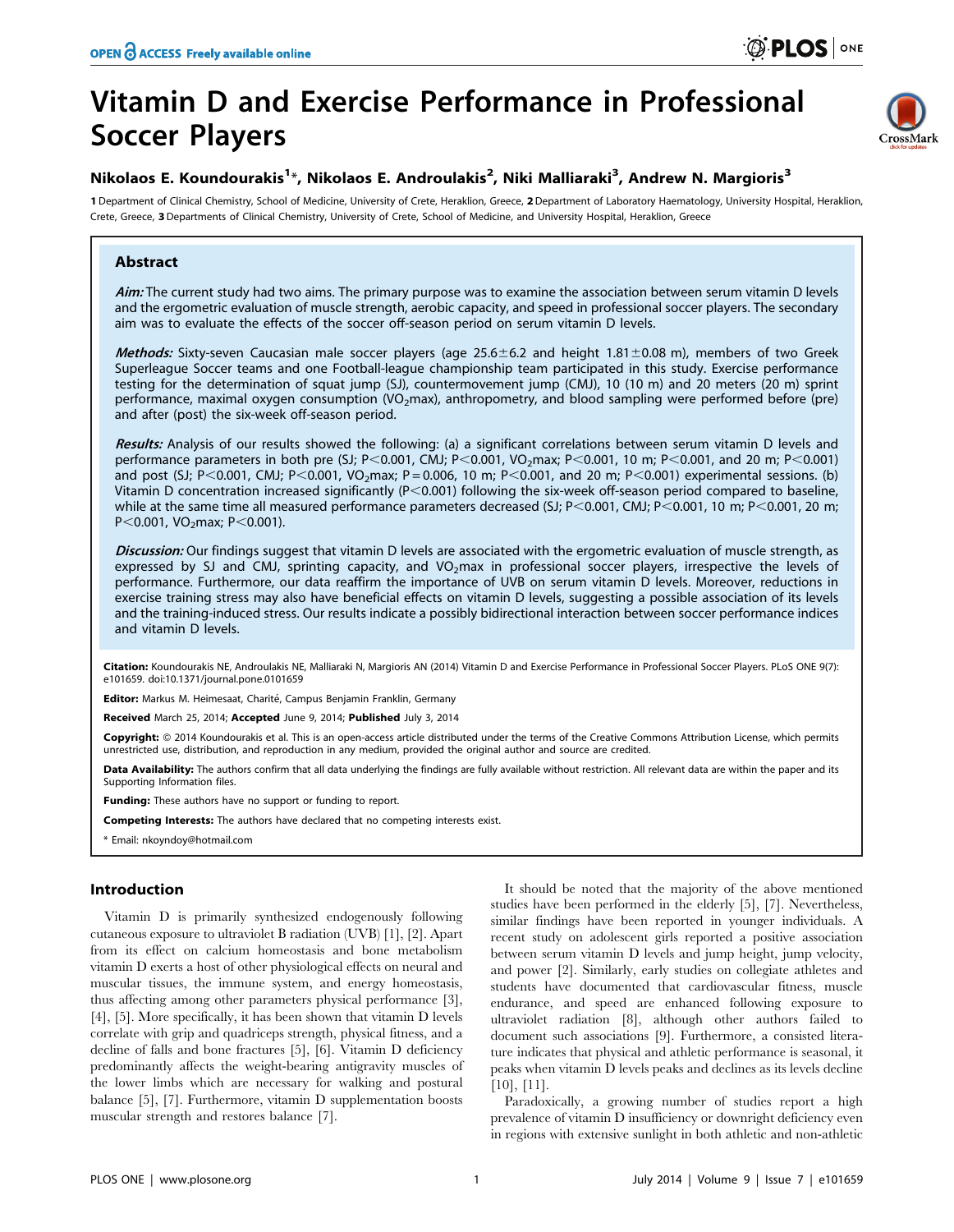# Vitamin D and Exercise Performance in Professional Soccer Players

**Nikolaos E. Koundourakis[1]*, Nikolaos E. Androulakis[2], Niki Malliaraki[3], Andrew N. Margioris[3]**

1 Department of Clinical Chemistry, School of Medicine, University of Crete, Heraklion, Greece, 2 Department of Laboratory Haematology, University Hospital, Heraklion, Crete, Greece, 3 Departments of Clinical Chemistry, University of Crete, School of Medicine, and University Hospital, Heraklion, Greece

## Abstract

*Aim:* The current study had two aims. The primary purpose was to examine the association between serum vitamin D levels and the ergometric evaluation of muscle strength, aerobic capacity, and speed in professional soccer players. The secondary aim was to evaluate the effects of the soccer off-season period on serum vitamin D levels.

*Methods:* Sixty-seven Caucasian male soccer players (age 25.6±6.2 and height 1.81±0.08 m), members of two Greek Superleague Soccer teams and one Football-league championship team participated in this study. Exercise performance testing for the determination of squat jump (SJ), countermovement jump (CMJ), 10 (10 m) and 20 meters (20 m) sprint performance, maximal oxygen consumption ($VO_2$max), anthropometry, and blood sampling were performed before (pre) and after (post) the six-week off-season period.

*Results:* Analysis of our results showed the following: (a) a significant correlations between serum vitamin D levels and performance parameters in both pre (SJ; $P<0.001$, CMJ; $P<0.001$, $VO_2$max; $P<0.001$, 10 m; $P<0.001$, and 20 m; $P<0.001$) and post (SJ; $P<0.001$, CMJ; $P<0.001$, $VO_2$max; $P=0.006$, 10 m; $P<0.001$, and 20 m; $P<0.001$) experimental sessions. (b) Vitamin D concentration increased significantly ($P<0.001$) following the six-week off-season period compared to baseline, while at the same time all measured performance parameters decreased (SJ; $P<0.001$, CMJ; $P<0.001$, 10 m; $P<0.001$, 20 m; $P<0.001$, $VO_2$max; $P<0.001$).

*Discussion:* Our findings suggest that vitamin D levels are associated with the ergometric evaluation of muscle strength, as expressed by SJ and CMJ, sprinting capacity, and $VO_2$max in professional soccer players, irrespective the levels of performance. Furthermore, our data reaffirm the importance of UVB on serum vitamin D levels. Moreover, reductions in exercise training stress may also have beneficial effects on vitamin D levels, suggesting a possible association of its levels and the training-induced stress. Our results indicate a possibly bidirectional interaction between soccer performance indices and vitamin D levels.

**Citation:** Koundourakis NE, Androulakis NE, Malliaraki N, Margioris AN (2014) Vitamin D and Exercise Performance in Professional Soccer Players. PLoS ONE 9(7): e101659. doi:10.1371/journal.pone.0101659

**Editor:** Markus M. Heimesaat, Charité, Campus Benjamin Franklin, Germany

**Received** March 25, 2014; **Accepted** June 9, 2014; **Published** July 3, 2014

**Copyright:** © 2014 Koundourakis et al. This is an open-access article distributed under the terms of the Creative Commons Attribution License, which permits unrestricted use, distribution, and reproduction in any medium, provided the original author and source are credited.

**Data Availability:** The authors confirm that all data underlying the findings are fully available without restriction. All relevant data are within the paper and its Supporting Information files.

**Funding:** These authors have no support or funding to report.

**Competing Interests:** The authors have declared that no competing interests exist.

\* Email: nkoyndoy@hotmail.com

## Introduction

Vitamin D is primarily synthesized endogenously following cutaneous exposure to ultraviolet B radiation (UVB) [1], [2]. Apart from its effect on calcium homeostasis and bone metabolism vitamin D exerts a host of other physiological effects on neural and muscular tissues, the immune system, and energy homeostasis, thus affecting among other parameters physical performance [3], [4], [5]. More specifically, it has been shown that vitamin D levels correlate with grip and quadriceps strength, physical fitness, and a decline of falls and bone fractures [5], [6]. Vitamin D deficiency predominantly affects the weight-bearing antigravity muscles of the lower limbs which are necessary for walking and postural balance [5], [7]. Furthermore, vitamin D supplementation boosts muscular strength and restores balance [7].

It should be noted that the majority of the above mentioned studies have been performed in the elderly [5], [7]. Nevertheless, similar findings have been reported in younger individuals. A recent study on adolescent girls reported a positive association between serum vitamin D levels and jump height, jump velocity, and power [2]. Similarly, early studies on collegiate athletes and students have documented that cardiovascular fitness, muscle endurance, and speed are enhanced following exposure to ultraviolet radiation [8], although other authors failed to document such associations [9]. Furthermore, a consisted literature indicates that physical and athletic performance is seasonal, it peaks when vitamin D levels peaks and declines as its levels decline [10], [11].

Paradoxically, a growing number of studies report a high prevalence of vitamin D insufficiency or downright deficiency even in regions with extensive sunlight in both athletic and non-athletic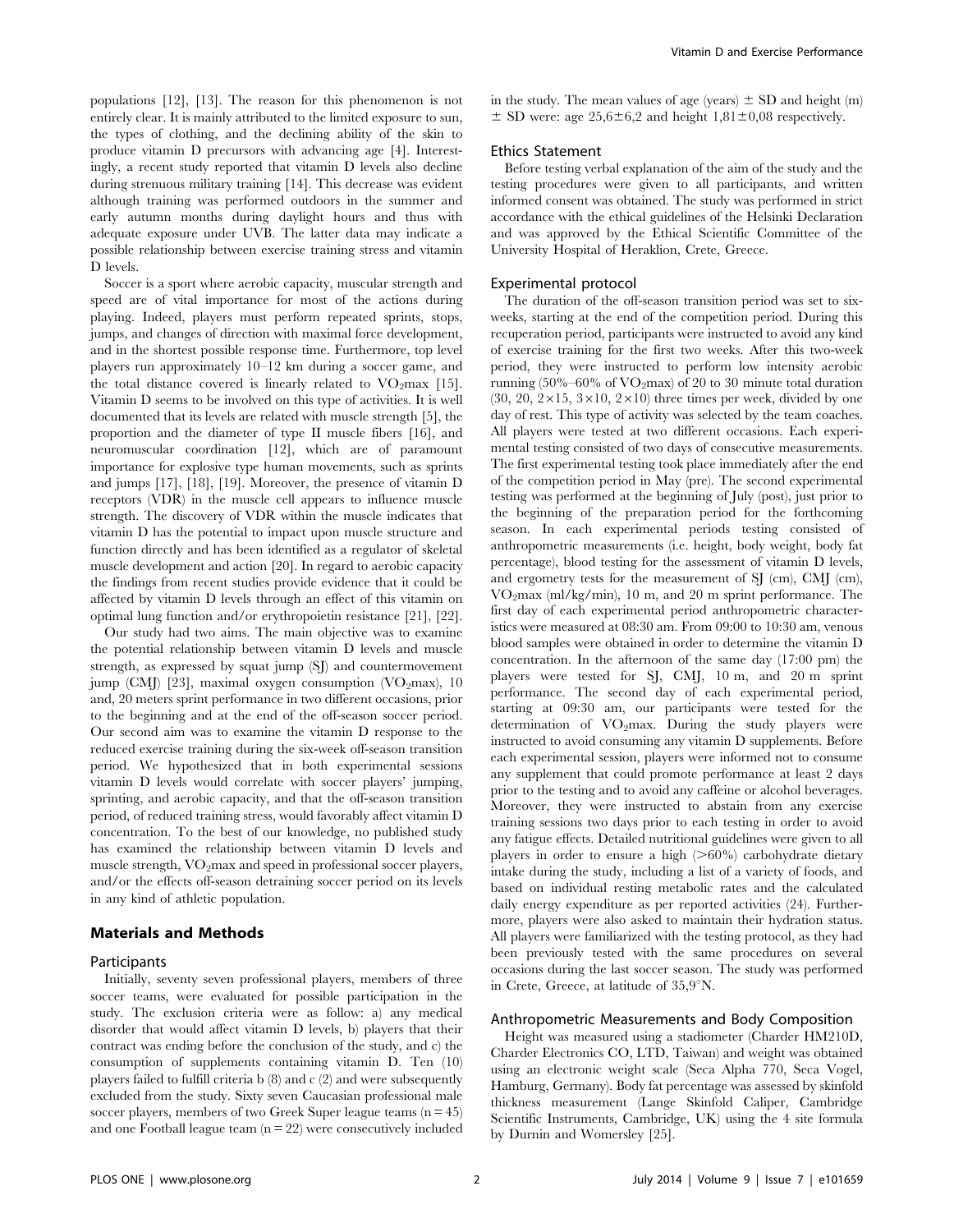populations [12], [13]. The reason for this phenomenon is not entirely clear. It is mainly attributed to the limited exposure to sun, the types of clothing, and the declining ability of the skin to produce vitamin D precursors with advancing age [4]. Interestingly, a recent study reported that vitamin D levels also decline during strenuous military training [14]. This decrease was evident although training was performed outdoors in the summer and early autumn months during daylight hours and thus with adequate exposure under UVB. The latter data may indicate a possible relationship between exercise training stress and vitamin D levels.

Soccer is a sport where aerobic capacity, muscular strength and speed are of vital importance for most of the actions during playing. Indeed, players must perform repeated sprints, stops, jumps, and changes of direction with maximal force development, and in the shortest possible response time. Furthermore, top level players run approximately 10–12 km during a soccer game, and the total distance covered is linearly related to $VO_2$max [15]. Vitamin D seems to be involved on this type of activities. It is well documented that its levels are related with muscle strength [5], the proportion and the diameter of type II muscle fibers [16], and neuromuscular coordination [12], which are of paramount importance for explosive type human movements, such as sprints and jumps [17], [18], [19]. Moreover, the presence of vitamin D receptors (VDR) in the muscle cell appears to influence muscle strength. The discovery of VDR within the muscle indicates that vitamin D has the potential to impact upon muscle structure and function directly and has been identified as a regulator of skeletal muscle development and action [20]. In regard to aerobic capacity the findings from recent studies provide evidence that it could be affected by vitamin D levels through an effect of this vitamin on optimal lung function and/or erythropoietin resistance [21], [22].

Our study had two aims. The main objective was to examine the potential relationship between vitamin D levels and muscle strength, as expressed by squat jump (SJ) and countermovement jump (CMJ) [23], maximal oxygen consumption ($VO_2$max), 10 and, 20 meters sprint performance in two different occasions, prior to the beginning and at the end of the off-season soccer period. Our second aim was to examine the vitamin D response to the reduced exercise training during the six-week off-season transition period. We hypothesized that in both experimental sessions vitamin D levels would correlate with soccer players' jumping, sprinting, and aerobic capacity, and that the off-season transition period, of reduced training stress, would favorably affect vitamin D concentration. To the best of our knowledge, no published study has examined the relationship between vitamin D levels and muscle strength, $VO_2$max and speed in professional soccer players, and/or the effects off-season detraining soccer period on its levels in any kind of athletic population.

## Materials and Methods

### Participants

Initially, seventy seven professional players, members of three soccer teams, were evaluated for possible participation in the study. The exclusion criteria were as follow: a) any medical disorder that would affect vitamin D levels, b) players that their contract was ending before the conclusion of the study, and c) the consumption of supplements containing vitamin D. Ten (10) players failed to fulfill criteria b (8) and c (2) and were subsequently excluded from the study. Sixty seven Caucasian professional male soccer players, members of two Greek Super league teams (n = 45) and one Football league team (n = 22) were consecutively included in the study. The mean values of age (years) ± SD and height (m) ± SD were: age 25,6±6,2 and height 1,81±0,08 respectively.

### Ethics Statement

Before testing verbal explanation of the aim of the study and the testing procedures were given to all participants, and written informed consent was obtained. The study was performed in strict accordance with the ethical guidelines of the Helsinki Declaration and was approved by the Ethical Scientific Committee of the University Hospital of Heraklion, Crete, Greece.

### Experimental protocol

The duration of the off-season transition period was set to six-weeks, starting at the end of the competition period. During this recuperation period, participants were instructed to avoid any kind of exercise training for the first two weeks. After this two-week period, they were instructed to perform low intensity aerobic running (50%–60% of $VO_2$max) of 20 to 30 minute total duration (30, 20, 2×15, 3×10, 2×10) three times per week, divided by one day of rest. This type of activity was selected by the team coaches. All players were tested at two different occasions. Each experimental testing consisted of two days of consecutive measurements. The first experimental testing took place immediately after the end of the competition period in May (pre). The second experimental testing was performed at the beginning of July (post), just prior to the beginning of the preparation period for the forthcoming season. In each experimental periods testing consisted of anthropometric measurements (i.e. height, body weight, body fat percentage), blood testing for the assessment of vitamin D levels, and ergometry tests for the measurement of SJ (cm), CMJ (cm), $VO_2$max (ml/kg/min), 10 m, and 20 m sprint performance. The first day of each experimental period anthropometric characteristics were measured at 08:30 am. From 09:00 to 10:30 am, venous blood samples were obtained in order to determine the vitamin D concentration. In the afternoon of the same day (17:00 pm) the players were tested for SJ, CMJ, 10 m, and 20 m sprint performance. The second day of each experimental period, starting at 09:30 am, our participants were tested for the determination of $VO_2$max. During the study players were instructed to avoid consuming any vitamin D supplements. Before each experimental session, players were informed not to consume any supplement that could promote performance at least 2 days prior to the testing and to avoid any caffeine or alcohol beverages. Moreover, they were instructed to abstain from any exercise training sessions two days prior to each testing in order to avoid any fatigue effects. Detailed nutritional guidelines were given to all players in order to ensure a high (>60%) carbohydrate dietary intake during the study, including a list of a variety of foods, and based on individual resting metabolic rates and the calculated daily energy expenditure as per reported activities (24). Furthermore, players were also asked to maintain their hydration status. All players were familiarized with the testing protocol, as they had been previously tested with the same procedures on several occasions during the last soccer season. The study was performed in Crete, Greece, at latitude of 35,9°N.

### Anthropometric Measurements and Body Composition

Height was measured using a stadiometer (Charder HM210D, Charder Electronics CO, LTD, Taiwan) and weight was obtained using an electronic weight scale (Seca Alpha 770, Seca Vogel, Hamburg, Germany). Body fat percentage was assessed by skinfold thickness measurement (Lange Skinfold Caliper, Cambridge Scientific Instruments, Cambridge, UK) using the 4 site formula by Durnin and Womersley [25].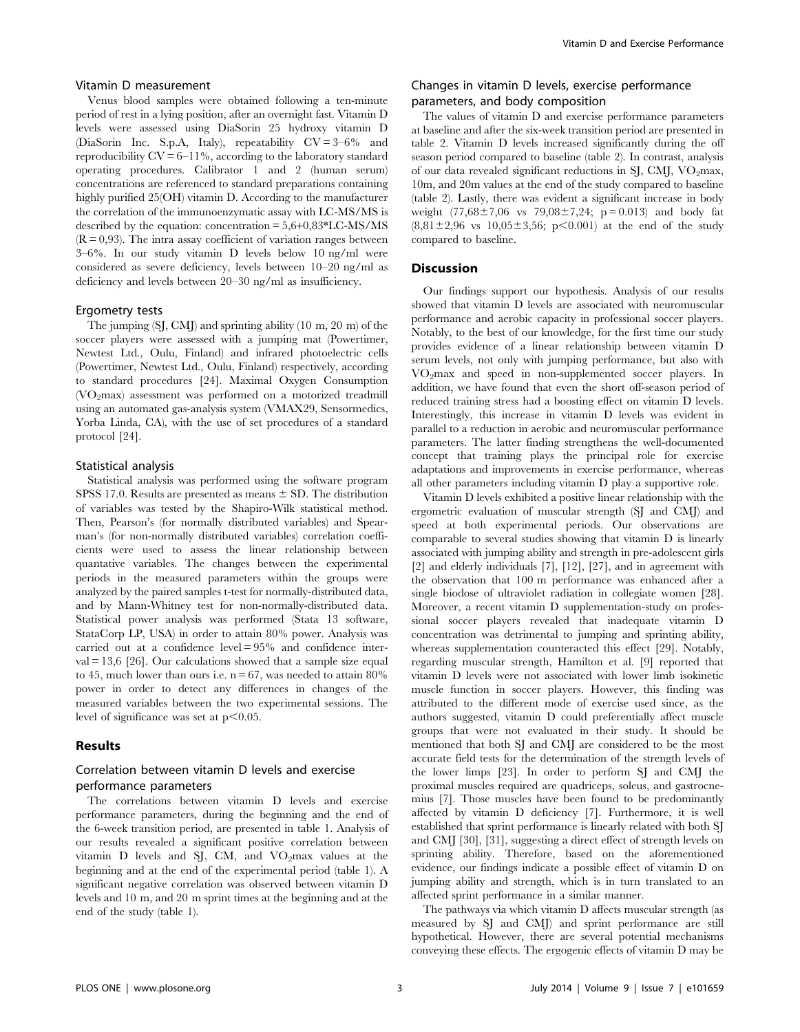### Vitamin D measurement

Venus blood samples were obtained following a ten-minute period of rest in a lying position, after an overnight fast. Vitamin D levels were assessed using DiaSorin 25 hydroxy vitamin D (DiaSorin Inc. S.p.A, Italy), repeatability CV = 3–6% and reproducibility CV = 6–11%, according to the laboratory standard operating procedures. Calibrator 1 and 2 (human serum) concentrations are referenced to standard preparations containing highly purified 25(OH) vitamin D. According to the manufacturer the correlation of the immunoenzymatic assay with LC-MS/MS is described by the equation: concentration = 5,6+0,83*LC-MS/MS (R = 0,93). The intra assay coefficient of variation ranges between 3–6%. In our study vitamin D levels below 10 ng/ml were considered as severe deficiency, levels between 10–20 ng/ml as deficiency and levels between 20–30 ng/ml as insufficiency.

### Ergometry tests

The jumping (SJ, CMJ) and sprinting ability (10 m, 20 m) of the soccer players were assessed with a jumping mat (Powertimer, Newtest Ltd., Oulu, Finland) and infrared photoelectric cells (Powertimer, Newtest Ltd., Oulu, Finland) respectively, according to standard procedures [24]. Maximal Oxygen Consumption ($VO_2$max) assessment was performed on a motorized treadmill using an automated gas-analysis system (VMAX29, Sensormedics, Yorba Linda, CA), with the use of set procedures of a standard protocol [24].

### Statistical analysis

Statistical analysis was performed using the software program SPSS 17.0. Results are presented as means ± SD. The distribution of variables was tested by the Shapiro-Wilk statistical method. Then, Pearson's (for normally distributed variables) and Spearman's (for non-normally distributed variables) correlation coefficients were used to assess the linear relationship between quantative variables. The changes between the experimental periods in the measured parameters within the groups were analyzed by the paired samples t-test for normally-distributed data, and by Mann-Whitney test for non-normally-distributed data. Statistical power analysis was performed (Stata 13 software, StataCorp LP, USA) in order to attain 80% power. Analysis was carried out at a confidence level = 95% and confidence interval = 13,6 [26]. Our calculations showed that a sample size equal to 45, much lower than ours i.e. n = 67, was needed to attain 80% power in order to detect any differences in changes of the measured variables between the two experimental sessions. The level of significance was set at $p<0.05$.

## Results

### Correlation between vitamin D levels and exercise performance parameters

The correlations between vitamin D levels and exercise performance parameters, during the beginning and the end of the 6-week transition period, are presented in table 1. Analysis of our results revealed a significant positive correlation between vitamin D levels and SJ, CM, and $VO_2$max values at the beginning and at the end of the experimental period (table 1). A significant negative correlation was observed between vitamin D levels and 10 m, and 20 m sprint times at the beginning and at the end of the study (table 1).

### Changes in vitamin D levels, exercise performance parameters, and body composition

The values of vitamin D and exercise performance parameters at baseline and after the six-week transition period are presented in table 2. Vitamin D levels increased significantly during the off season period compared to baseline (table 2). In contrast, analysis of our data revealed significant reductions in SJ, CMJ, $VO_2$max, 10m, and 20m values at the end of the study compared to baseline (table 2). Lastly, there was evident a significant increase in body weight (77,68±7,06 vs 79,08±7,24; p = 0.013) and body fat (8,81±2,96 vs 10,05±3,56; $p<0.001$) at the end of the study compared to baseline.

## Discussion

Our findings support our hypothesis. Analysis of our results showed that vitamin D levels are associated with neuromuscular performance and aerobic capacity in professional soccer players. Notably, to the best of our knowledge, for the first time our study provides evidence of a linear relationship between vitamin D serum levels, not only with jumping performance, but also with $VO_2$max and speed in non-supplemented soccer players. In addition, we have found that even the short off-season period of reduced training stress had a boosting effect on vitamin D levels. Interestingly, this increase in vitamin D levels was evident in parallel to a reduction in aerobic and neuromuscular performance parameters. The latter finding strengthens the well-documented concept that training plays the principal role for exercise adaptations and improvements in exercise performance, whereas all other parameters including vitamin D play a supportive role.

Vitamin D levels exhibited a positive linear relationship with the ergometric evaluation of muscular strength (SJ and CMJ) and speed at both experimental periods. Our observations are comparable to several studies showing that vitamin D is linearly associated with jumping ability and strength in pre-adolescent girls [2] and elderly individuals [7], [12], [27], and in agreement with the observation that 100 m performance was enhanced after a single biodose of ultraviolet radiation in collegiate women [28]. Moreover, a recent vitamin D supplementation-study on professional soccer players revealed that inadequate vitamin D concentration was detrimental to jumping and sprinting ability, whereas supplementation counteracted this effect [29]. Notably, regarding muscular strength, Hamilton et al. [9] reported that vitamin D levels were not associated with lower limb isokinetic muscle function in soccer players. However, this finding was attributed to the different mode of exercise used since, as the authors suggested, vitamin D could preferentially affect muscle groups that were not evaluated in their study. It should be mentioned that both SJ and CMJ are considered to be the most accurate field tests for the determination of the strength levels of the lower limps [23]. In order to perform SJ and CMJ the proximal muscles required are quadriceps, soleus, and gastrocnemius [7]. Those muscles have been found to be predominantly affected by vitamin D deficiency [7]. Furthermore, it is well established that sprint performance is linearly related with both SJ and CMJ [30], [31], suggesting a direct effect of strength levels on sprinting ability. Therefore, based on the aforementioned evidence, our findings indicate a possible effect of vitamin D on jumping ability and strength, which is in turn translated to an affected sprint performance in a similar manner.

The pathways via which vitamin D affects muscular strength (as measured by SJ and CMJ) and sprint performance are still hypothetical. However, there are several potential mechanisms conveying these effects. The ergogenic effects of vitamin D may be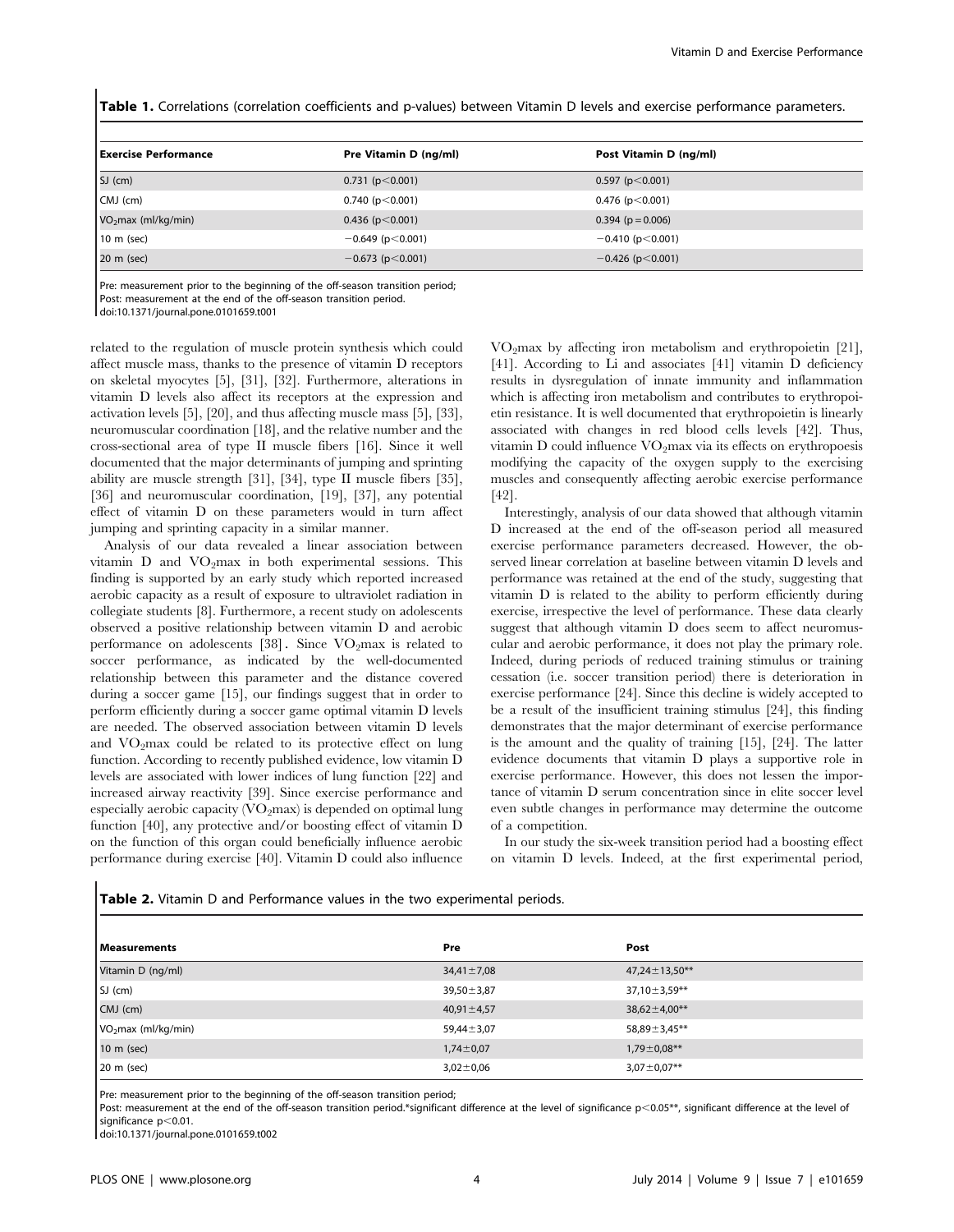**Table 1.** Correlations (correlation coefficients and p-values) between Vitamin D levels and exercise performance parameters.

| Exercise Performance | Pre Vitamin D (ng/ml) | Post Vitamin D (ng/ml) |
|---|---|---|
| SJ (cm) | 0.731 ($p<0.001$) | 0.597 ($p<0.001$) |
| CMJ (cm) | 0.740 ($p<0.001$) | 0.476 ($p<0.001$) |
| $VO_2max$ (ml/kg/min) | 0.436 ($p<0.001$) | 0.394 ($p=0.006$) |
| 10 m (sec) | −0.649 ($p<0.001$) | −0.410 ($p<0.001$) |
| 20 m (sec) | −0.673 ($p<0.001$) | −0.426 ($p<0.001$) |

Pre: measurement prior to the beginning of the off-season transition period;
Post: measurement at the end of the off-season transition period.
doi:10.1371/journal.pone.0101659.t001

related to the regulation of muscle protein synthesis which could affect muscle mass, thanks to the presence of vitamin D receptors on skeletal myocytes [5], [31], [32]. Furthermore, alterations in vitamin D levels also affect its receptors at the expression and activation levels [5], [20], and thus affecting muscle mass [5], [33], neuromuscular coordination [18], and the relative number and the cross-sectional area of type II muscle fibers [16]. Since it well documented that the major determinants of jumping and sprinting ability are muscle strength [31], [34], type II muscle fibers [35], [36] and neuromuscular coordination, [19], [37], any potential effect of vitamin D on these parameters would in turn affect jumping and sprinting capacity in a similar manner.

Analysis of our data revealed a linear association between vitamin D and $VO_2$max in both experimental sessions. This finding is supported by an early study which reported increased aerobic capacity as a result of exposure to ultraviolet radiation in collegiate students [8]. Furthermore, a recent study on adolescents observed a positive relationship between vitamin D and aerobic performance on adolescents [38]. Since $VO_2$max is related to soccer performance, as indicated by the well-documented relationship between this parameter and the distance covered during a soccer game [15], our findings suggest that in order to perform efficiently during a soccer game optimal vitamin D levels are needed. The observed association between vitamin D levels and $VO_2$max could be related to its protective effect on lung function. According to recently published evidence, low vitamin D levels are associated with lower indices of lung function [22] and increased airway reactivity [39]. Since exercise performance and especially aerobic capacity ($VO_2$max) is depended on optimal lung function [40], any protective and/or boosting effect of vitamin D on the function of this organ could beneficially influence aerobic performance during exercise [40]. Vitamin D could also influence $VO_2$max by affecting iron metabolism and erythropoietin [21], [41]. According to Li and associates [41] vitamin D deficiency results in dysregulation of innate immunity and inflammation which is affecting iron metabolism and contributes to erythropoietin resistance. It is well documented that erythropoietin is linearly associated with changes in red blood cells levels [42]. Thus, vitamin D could influence $VO_2$max via its effects on erythropoiesis modifying the capacity of the oxygen supply to the exercising muscles and consequently affecting aerobic exercise performance [42].

Interestingly, analysis of our data showed that although vitamin D increased at the end of the off-season period all measured exercise performance parameters decreased. However, the observed linear correlation at baseline between vitamin D levels and performance was retained at the end of the study, suggesting that vitamin D is related to the ability to perform efficiently during exercise, irrespective the level of performance. These data clearly suggest that although vitamin D does seem to affect neuromuscular and aerobic performance, it does not play the primary role. Indeed, during periods of reduced training stimulus or training cessation (i.e. soccer transition period) there is deterioration in exercise performance [24]. Since this decline is widely accepted to be a result of the insufficient training stimulus [24], this finding demonstrates that the major determinant of exercise performance is the amount and the quality of training [15], [24]. The latter evidence documents that vitamin D plays a supportive role in exercise performance. However, this does not lessen the importance of vitamin D serum concentration since in elite soccer level even subtle changes in performance may determine the outcome of a competition.

In our study the six-week transition period had a boosting effect on vitamin D levels. Indeed, at the first experimental period,

**Table 2.** Vitamin D and Performance values in the two experimental periods.

| Measurements | Pre | Post |
|---|---|---|
| Vitamin D (ng/ml) | 34,41±7,08 | 47,24±13,50** |
| SJ (cm) | 39,50±3,87 | 37,10±3,59** |
| CMJ (cm) | 40,91±4,57 | 38,62±4,00** |
| $VO_2max$ (ml/kg/min) | 59,44±3,07 | 58,89±3,45** |
| 10 m (sec) | 1,74±0,07 | 1,79±0,08** |
| 20 m (sec) | 3,02±0,06 | 3,07±0,07** |

Pre: measurement prior to the beginning of the off-season transition period;
Post: measurement at the end of the off-season transition period.*significant difference at the level of significance $p<0.05$**, significant difference at the level of significance $p<0.01$.
doi:10.1371/journal.pone.0101659.t002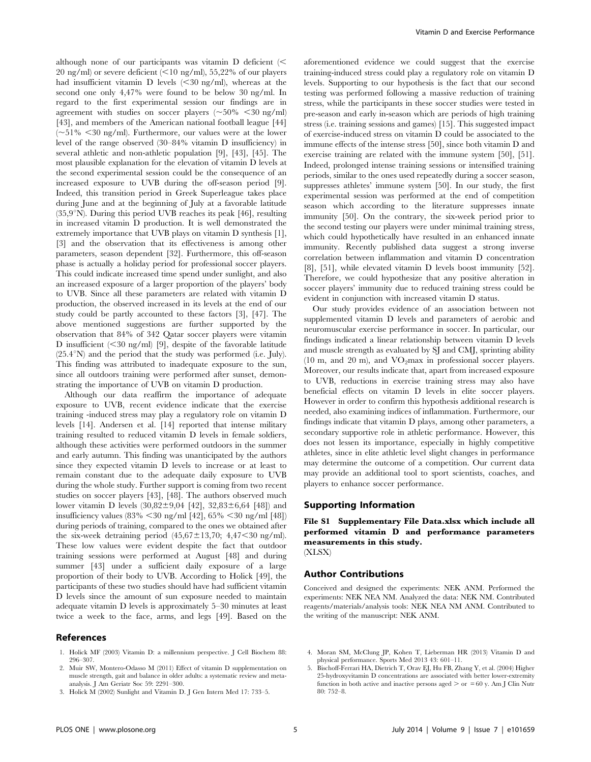although none of our participants was vitamin D deficient (< 20 ng/ml) or severe deficient (<10 ng/ml), 55,22% of our players had insufficient vitamin D levels (<30 ng/ml), whereas at the second one only 4,47% were found to be below 30 ng/ml. In regard to the first experimental session our findings are in agreement with studies on soccer players (~50% <30 ng/ml) [43], and members of the American national football league [44] (~51% <30 ng/ml). Furthermore, our values were at the lower level of the range observed (30–84% vitamin D insufficiency) in several athletic and non-athletic population [9], [43], [45]. The most plausible explanation for the elevation of vitamin D levels at the second experimental session could be the consequence of an increased exposure to UVB during the off-season period [9]. Indeed, this transition period in Greek Superleague takes place during June and at the beginning of July at a favorable latitude (35,9°N). During this period UVB reaches its peak [46], resulting in increased vitamin D production. It is well demonstrated the extremely importance that UVB plays on vitamin D synthesis [1], [3] and the observation that its effectiveness is among other parameters, season dependent [32]. Furthermore, this off-season phase is actually a holiday period for professional soccer players. This could indicate increased time spend under sunlight, and also an increased exposure of a larger proportion of the players' body to UVB. Since all these parameters are related with vitamin D production, the observed increased in its levels at the end of our study could be partly accounted to these factors [3], [47]. The above mentioned suggestions are further supported by the observation that 84% of 342 Qatar soccer players were vitamin D insufficient (<30 ng/ml) [9], despite of the favorable latitude (25.4°N) and the period that the study was performed (i.e. July). This finding was attributed to inadequate exposure to the sun, since all outdoors training were performed after sunset, demonstrating the importance of UVB on vitamin D production.

Although our data reaffirm the importance of adequate exposure to UVB, recent evidence indicate that the exercise training -induced stress may play a regulatory role on vitamin D levels [14]. Andersen et al. [14] reported that intense military training resulted to reduced vitamin D levels in female soldiers, although these activities were performed outdoors in the summer and early autumn. This finding was unanticipated by the authors since they expected vitamin D levels to increase or at least to remain constant due to the adequate daily exposure to UVB during the whole study. Further support is coming from two recent studies on soccer players [43], [48]. The authors observed much lower vitamin D levels (30,82±9,04 [42], 32,83±6,64 [48]) and insufficiency values (83% <30 ng/ml [42], 65% <30 ng/ml [48]) during periods of training, compared to the ones we obtained after the six-week detraining period (45,67±13,70; 4,47<30 ng/ml). These low values were evident despite the fact that outdoor training sessions were performed at August [48] and during summer [43] under a sufficient daily exposure of a large proportion of their body to UVB. According to Holick [49], the participants of these two studies should have had sufficient vitamin D levels since the amount of sun exposure needed to maintain adequate vitamin D levels is approximately 5–30 minutes at least twice a week to the face, arms, and legs [49]. Based on the aforementioned evidence we could suggest that the exercise training-induced stress could play a regulatory role on vitamin D levels. Supporting to our hypothesis is the fact that our second testing was performed following a massive reduction of training stress, while the participants in these soccer studies were tested in pre-season and early in-season which are periods of high training stress (i.e. training sessions and games) [15]. This suggested impact of exercise-induced stress on vitamin D could be associated to the immune effects of the intense stress [50], since both vitamin D and exercise training are related with the immune system [50], [51]. Indeed, prolonged intense training sessions or intensified training periods, similar to the ones used repeatedly during a soccer season, suppresses athletes' immune system [50]. In our study, the first experimental session was performed at the end of competition season which according to the literature suppresses innate immunity [50]. On the contrary, the six-week period prior to the second testing our players were under minimal training stress, which could hypothetically have resulted in an enhanced innate immunity. Recently published data suggest a strong inverse correlation between inflammation and vitamin D concentration [8], [51], while elevated vitamin D levels boost immunity [52]. Therefore, we could hypothesize that any positive alteration in soccer players' immunity due to reduced training stress could be evident in conjunction with increased vitamin D status.

Our study provides evidence of an association between not supplemented vitamin D levels and parameters of aerobic and neuromuscular exercise performance in soccer. In particular, our findings indicated a linear relationship between vitamin D levels and muscle strength as evaluated by SJ and CMJ, sprinting ability (10 m, and 20 m), and $VO_2$max in professional soccer players. Moreover, our results indicate that, apart from increased exposure to UVB, reductions in exercise training stress may also have beneficial effects on vitamin D levels in elite soccer players. However in order to confirm this hypothesis additional research is needed, also examining indices of inflammation. Furthermore, our findings indicate that vitamin D plays, among other parameters, a secondary supportive role in athletic performance. However, this does not lessen its importance, especially in highly competitive athletes, since in elite athletic level slight changes in performance may determine the outcome of a competition. Our current data may provide an additional tool to sport scientists, coaches, and players to enhance soccer performance.

## Supporting Information

**File S1 Supplementary File Data.xlsx which include all performed vitamin D and performance parameters measurements in this study.**
(XLSX)

## Author Contributions

Conceived and designed the experiments: NEK ANM. Performed the experiments: NEK NEA NM. Analyzed the data: NEK NM. Contributed reagents/materials/analysis tools: NEK NEA NM ANM. Contributed to the writing of the manuscript: NEK ANM.

## References

1. Holick MF (2003) Vitamin D: a millennium perspective. J Cell Biochem 88: 296–307.
2. Muir SW, Montero-Odasso M (2011) Effect of vitamin D supplementation on muscle strength, gait and balance in older adults: a systematic review and meta-analysis. J Am Geriatr Soc 59: 2291–300.
3. Holick M (2002) Sunlight and Vitamin D. J Gen Intern Med 17: 733–5.
4. Moran SM, McClung JP, Kohen T, Lieberman HR (2013) Vitamin D and physical performance. Sports Med 2013 43: 601–11.
5. Bischoff-Ferrari HA, Dietrich T, Orav EJ, Hu FB, Zhang Y, et al. (2004) Higher 25-hydroxyvitamin D concentrations are associated with better lower-extremity function in both active and inactive persons aged > or =60 y. Am J Clin Nutr 80: 752–8.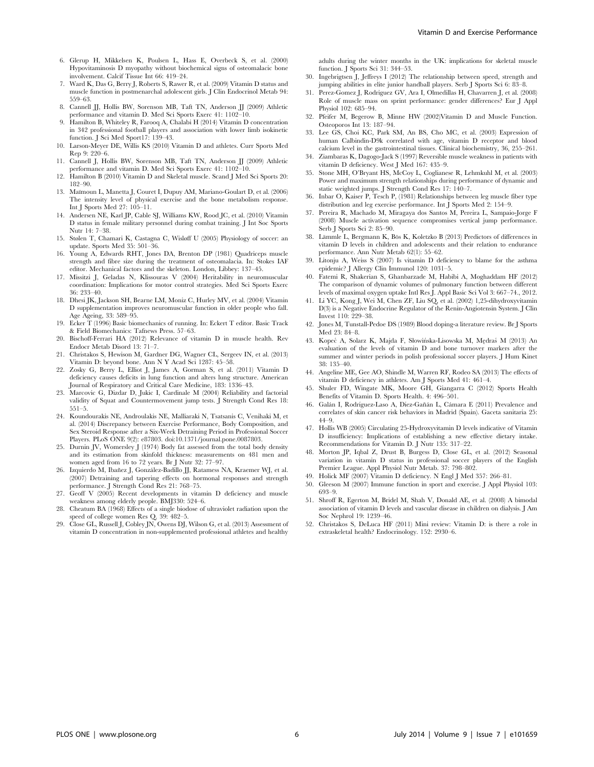6. Glerup H, Mikkelsen K, Poulsen L, Hass E, Overbeck S, et al. (2000) Hypovitaminosis D myopathy without biochemical signs of osteomalacic bone involvement. Calcif Tissue Int 66: 419–24.
7. Ward K, Das G, Berry J, Roberts S, Rawer R, et al. (2009) Vitamin D status and muscle function in postmenarchal adolescent girls. J Clin Endocrinol Metab 94: 559–63.
8. Cannell JJ, Hollis BW, Sorenson MB, Taft TN, Anderson JJ (2009) Athletic performance and vitamin D. Med Sci Sports Exerc 41: 1102–10.
9. Hamilton B, Whiteley R, Farooq A, Chalabi H (2014) Vitamin D concentration in 342 professional football players and association with lower limb isokinetic function. J Sci Med Sport17: 139–43.
10. Larson-Meyer DE, Willis KS (2010) Vitamin D and athletes. Curr Sports Med Rep 9: 220–6.
11. Cannell J, Hollis BW, Sorenson MB, Taft TN, Anderson JJ (2009) Athletic performance and vitamin D. Med Sci Sports Exerc 41: 1102–10.
12. Hamilton B (2010) Vitamin D and Skeletal muscle. Scand J Med Sci Sports 20: 182–90.
13. Maïmoun L, Manetta J, Couret I, Dupuy AM, Mariano-Goulart D, et al. (2006) The intensity level of physical exercise and the bone metabolism response. Int J Sports Med 27: 105–11.
14. Andersen NE, Karl JP, Cable SJ, Williams KW, Rood JC, et al. (2010) Vitamin D status in female military personnel during combat training. J Int Soc Sports Nutr 14: 7–38.
15. Stølen T, Chamari K, Castagna C, Wisløff U (2005) Physiology of soccer: an update. Sports Med 35: 501–36.
16. Young A, Edwards RHT, Jones DA, Brenton DP (1981) Quadriceps muscle strength and fibre size during the treatment of osteomalacia. In: Stokes IAF editor. Mechanical factors and the skeleton. London, Libbey: 137–45.
17. Missitzi J, Geladas N, Klissouras V (2004) Heritability in neuromuscular coordination: Implications for motor control strategies. Med Sci Sports Exerc 36: 233–40.
18. Dhesi JK, Jackson SH, Bearne LM, Moniz C, Hurley MV, et al. (2004) Vitamin D supplementation improves neuromuscular function in older people who fall. Age Ageing, 33: 589–95.
19. Ecker T (1996) Basic biomechanics of running. In: Eckert T editor. Basic Track & Field Biomechanics: Tafnews Press. 57–63.
20. Bischoff-Ferrari HA (2012) Relevance of vitamin D in muscle health. Rev Endocr Metab Disord 13: 71–7.
21. Christakos S, Hewison M, Gardner DG, Wagner CL, Sergeev IN, et al. (2013) Vitamin D: beyond bone. Ann N Y Acad Sci 1287: 45–58.
22. Zosky G, Berry L, Elliot J, James A, Gorman S, et al. (2011) Vitamin D deficiency causes deficits in lung function and alters lung structure. American Journal of Respiratory and Critical Care Medicine, 183: 1336–43.
23. Marcovic G, Dizdar D, Jukic I, Cardinale M (2004) Reliability and factorial validity of Squat and Countermovement jump tests. J Strength Cond Res 18: 551–5.
24. Koundourakis NE, Androulakis NE, Malliaraki N, Tsatsanis C, Venihaki M, et al. (2014) Discrepancy between Exercise Performance, Body Composition, and Sex Steroid Response after a Six-Week Detraining Period in Professional Soccer Players. PLoS ONE 9(2): e87803. doi:10.1371/journal.pone.0087803.
25. Durnin JV, Womersley J (1974) Body fat assessed from the total body density and its estimation from skinfold thickness: measurements on 481 men and women aged from 16 to 72 years. Br J Nutr 32: 77–97.
26. Izquierdo M, Ibañez J, González-Badillo JJ, Ratamess NA, Kraemer WJ, et al. (2007) Detraining and tapering effects on hormonal responses and strength performance. J Strength Cond Res 21: 768–75.
27. Geoff V (2005) Recent developments in vitamin D deficiency and muscle weakness among elderly people. BMJ330: 524–6.
28. Cheatum BA (1968) Effects of a single biodose of ultraviolet radiation upon the speed of college women Res Q. 39: 482–5.
29. Close GL, Russell J, Cobley JN, Owens DJ, Wilson G, et al. (2013) Assessment of vitamin D concentration in non-supplemented professional athletes and healthy adults during the winter months in the UK: implications for skeletal muscle function. J Sports Sci 31: 344–53.
30. Ingebrigtsen J, Jeffreys I (2012) The relationship between speed, strength and jumping abilities in elite junior handball players. Serb J Sports Sci 6: 83–8.
31. Perez-Gomez J, Rodriguez GV, Ara I, Olmedillas H, Chavarren J, et al. (2008) Role of muscle mass on sprint performance: gender differences? Eur J Appl Physiol 102: 685–94.
32. Pfeifer M, Begerow B, Minne HW (2002)Vitamin D and Muscle Function. Osteoporos Int 13: 187–94.
33. Lee GS, Choi KC, Park SM, An BS, Cho MC, et al. (2003) Expression of human Calbindin-D9k correlated with age, vitamin D receptor and blood calcium level in the gastrointestinal tissues. Clinical biochemistry, 36, 255–261.
34. Ziambaras K, Dagogo-Jack S (1997) Reversible muscle weakness in patients with vitamin D deficiency. West J Med 167: 435–9.
35. Stone MH, O'Bryant HS, McCoy L, Coglianese R, Lehmkuhl M, et al. (2003) Power and maximum strength relationships during performance of dynamic and static weighted jumps. J Strength Cond Res 17: 140–7.
36. Inbar O, Kaiser P, Tesch P, (1981) Relationships between leg muscle fiber type distribution and leg exercise performance. Int J Sports Med 2: 154–9.
37. Pereira R, Machado M, Miragaya dos Santos M, Pereira L, Sampaio-Jorge F (2008) Muscle activation sequence compromises vertical jump performance. Serb J Sports Sci 2: 85–90.
38. Lämmle L, Bergmann K, Bös K, Koletzko B (2013) Predictors of differences in vitamin D levels in children and adolescents and their relation to endurance performance. Ann Nutr Metab 62(1): 55–62.
39. Litonju A, Weiss S (2007) Is vitamin D deficiency to blame for the asthma epidemic? J Allergy Clin Immunol 120: 1031–5.
40. Fatemi R, Shakerian S, Ghanbarzade M, Habibi A, Moghaddam HF (2012) The comparison of dynamic volumes of pulmonary function between different levels of maximal oxygen uptake Intl Res J. Appl Basic Sci Vol 3: 667–74., 2012.
41. Li YC, Kong J, Wei M, Chen ZF, Liu SQ, et al. (2002) 1,25-dihydroxyvitamin D(3) is a Negative Endocrine Regulator of the Renin-Angiotensin System. J Clin Invest 110: 229–38.
42. Jones M, Tunstall-Pedoe DS (1989) Blood doping-a literature review. Br J Sports Med 23: 84–8.
43. Kopeć A, Solarz K, Majda F, Słowińska-Lisowska M, Mędraś M (2013) An evaluation of the levels of vitamin D and bone turnover markers after the summer and winter periods in polish professional soccer players. J Hum Kinet 38: 135–40.
44. Angeline ME, Gee AO, Shindle M, Warren RF, Rodeo SA (2013) The effects of vitamin D deficiency in athletes. Am J Sports Med 41: 461–4.
45. Shuler FD, Wingate MK, Moore GH, Giangarra C (2012) Sports Health Benefits of Vitamin D. Sports Health. 4: 496–501.
46. Galán I, Rodríguez-Laso A, Díez-Gañán L, Cámara E (2011) Prevalence and correlates of skin cancer risk behaviors in Madrid (Spain). Gaceta sanitaria 25: 44–9.
47. Hollis WB (2005) Circulating 25-Hydroxyvitamin D levels indicative of Vitamin D insufficiency: Implications of establishing a new effective dietary intake. Recommendations for Vitamin D. J Nutr 135: 317–22.
48. Morton JP, Iqbal Z, Drust B, Burgess D, Close GL, et al. (2012) Seasonal variation in vitamin D status in professional soccer players of the English Premier League. Appl Physiol Nutr Metab. 37: 798–802.
49. Holick MF (2007) Vitamin D deficiency. N Engl J Med 357: 266–81.
50. Gleeson M (2007) Immune function in sport and exercise. J Appl Physiol 103: 693–9.
51. Shroff R, Egerton M, Bridel M, Shah V, Donald AE, et al. (2008) A bimodal association of vitamin D levels and vascular disease in children on dialysis. J Am Soc Nephrol 19: 1239–46.
52. Christakos S, DeLuca HF (2011) Mini review: Vitamin D: is there a role in extraskeletal health? Endocrinology. 152: 2930–6.